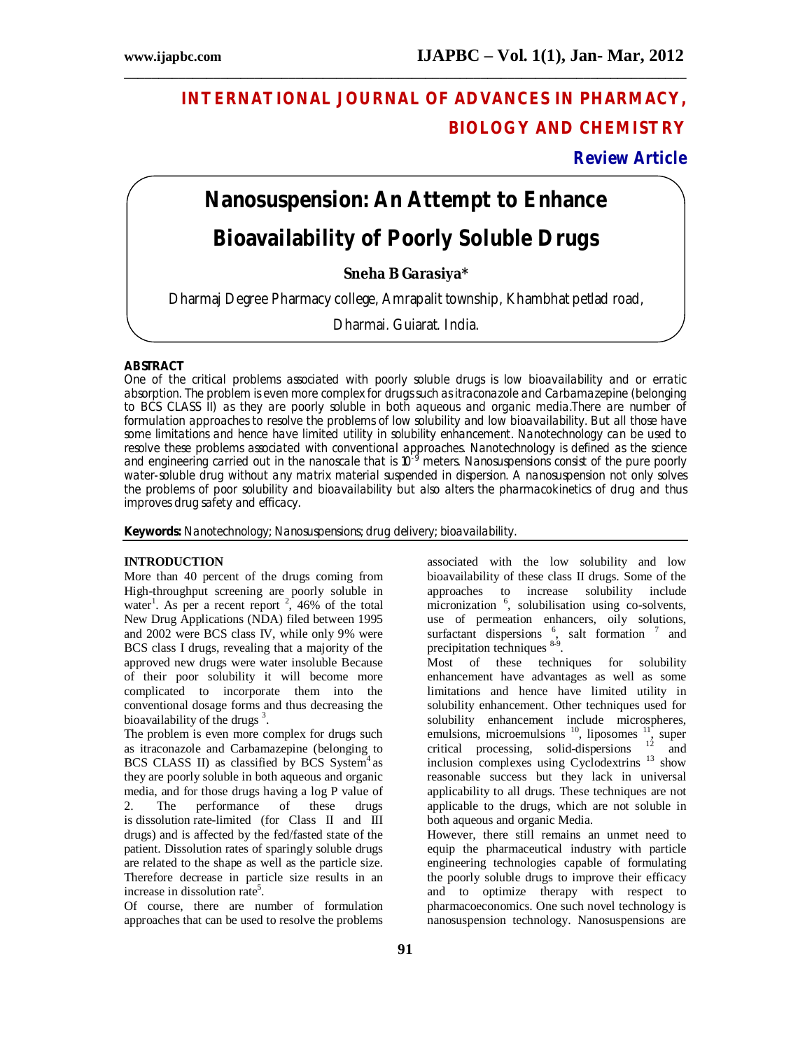# INTERNATIONAL JOURNAL OF ADVANCES IN PHARMACY, BIOLOGY AND CHEMISTRY

**Review Article**

# Nanosuspension: An Attempt to Enhance Bioavailability of Poorly Soluble Drugs

**Sneha B Garasiya***

Dharmaj Degree Pharmacy college, Amrapalit township, Khambhat petlad road, Dharmai. Guiarat. India.

## ABSTRACT

One of the critical problems associated with poorly soluble drugs is low bioavailability and or erratic absorption. The problem is even more complex for drugs such as itraconazole and Carbamazepine (belonging to BCS CLASS II) as they are poorly soluble in both aqueous and organic media.There are number of formulation approaches to resolve the problems of low solubility and low bioavailability. But all those have some limitations and hence have limited utility in solubility enhancement. Nanotechnology can be used to resolve these problems associated with conventional approaches. Nanotechnology is defined as the science and engineering carried out in the nanoscale that is $10^{-9}$ meters. Nanosuspensions consist of the pure poorly water-soluble drug without any matrix material suspended in dispersion. A nanosuspension not only solves the problems of poor solubility and bioavailability but also alters the pharmacokinetics of drug and thus improves drug safety and efficacy.

**Keywords:** Nanotechnology; Nanosuspensions; drug delivery; bioavailability.

## INTRODUCTION

More than 40 percent of the drugs coming from High-throughput screening are poorly soluble in water[1]. As per a recent report [2], 46% of the total New Drug Applications (NDA) filed between 1995 and 2002 were BCS class IV, while only 9% were BCS class I drugs, revealing that a majority of the approved new drugs were water insoluble Because of their poor solubility it will become more complicated to incorporate them into the conventional dosage forms and thus decreasing the bioavailability of the drugs [3].

The problem is even more complex for drugs such as itraconazole and Carbamazepine (belonging to BCS CLASS II) as classified by BCS System[4] as they are poorly soluble in both aqueous and organic media, and for those drugs having a log P value of 2. The performance of these drugs is dissolution rate-limited (for Class II and III drugs) and is affected by the fed/fasted state of the patient. Dissolution rates of sparingly soluble drugs are related to the shape as well as the particle size. Therefore decrease in particle size results in an increase in dissolution rate[5].

Of course, there are number of formulation approaches that can be used to resolve the problems associated with the low solubility and low bioavailability of these class II drugs. Some of the approaches to increase solubility include micronization [6], solubilisation using co-solvents, use of permeation enhancers, oily solutions, surfactant dispersions [6], salt formation [7] and precipitation techniques [8-9].

Most of these techniques for solubility enhancement have advantages as well as some limitations and hence have limited utility in solubility enhancement. Other techniques used for solubility enhancement include microspheres, emulsions, microemulsions [10], liposomes [11], super critical processing, solid-dispersions [12] and inclusion complexes using Cyclodextrins [13] show reasonable success but they lack in universal applicability to all drugs. These techniques are not applicable to the drugs, which are not soluble in both aqueous and organic Media.

However, there still remains an unmet need to equip the pharmaceutical industry with particle engineering technologies capable of formulating the poorly soluble drugs to improve their efficacy and to optimize therapy with respect to pharmacoeconomics. One such novel technology is nanosuspension technology. Nanosuspensions are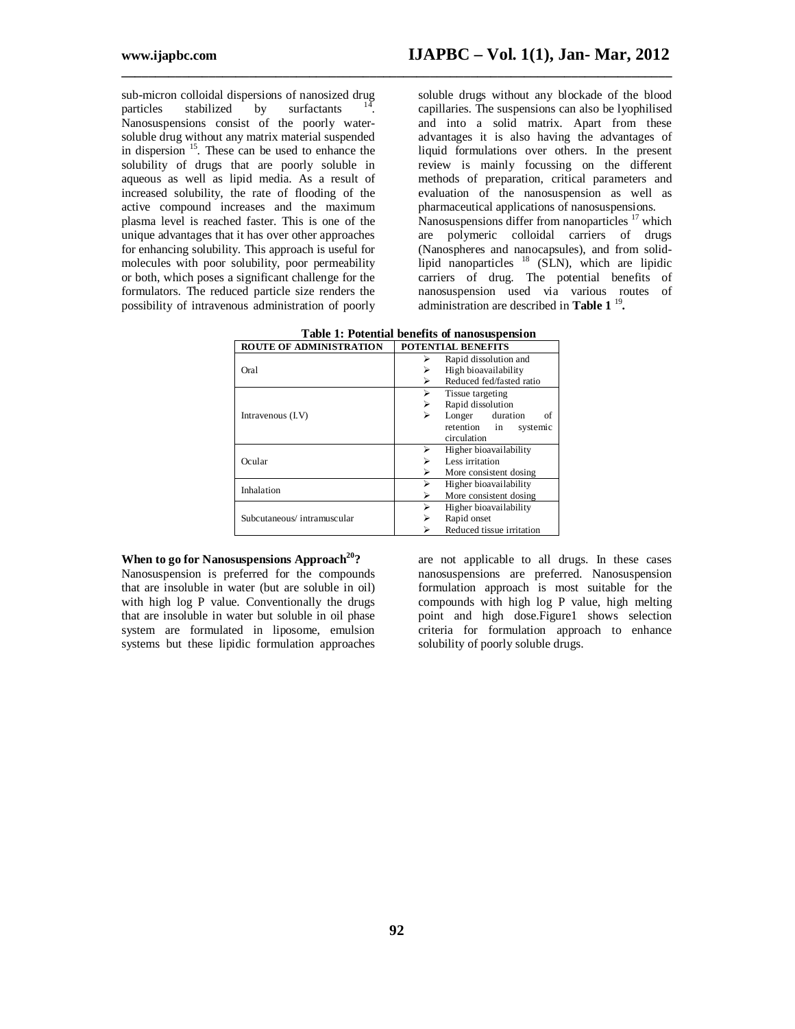sub-micron colloidal dispersions of nanosized drug particles stabilized by surfactants [14]. Nanosuspensions consist of the poorly water-soluble drug without any matrix material suspended in dispersion [15]. These can be used to enhance the solubility of drugs that are poorly soluble in aqueous as well as lipid media. As a result of increased solubility, the rate of flooding of the active compound increases and the maximum plasma level is reached faster. This is one of the unique advantages that it has over other approaches for enhancing solubility. This approach is useful for molecules with poor solubility, poor permeability or both, which poses a significant challenge for the formulators. The reduced particle size renders the possibility of intravenous administration of poorly soluble drugs without any blockade of the blood capillaries. The suspensions can also be lyophilised and into a solid matrix. Apart from these advantages it is also having the advantages of liquid formulations over others. In the present review is mainly focussing on the different methods of preparation, critical parameters and evaluation of the nanosuspension as well as pharmaceutical applications of nanosuspensions.

Nanosuspensions differ from nanoparticles [17] which are polymeric colloidal carriers of drugs (Nanospheres and nanocapsules), and from solid-lipid nanoparticles [18] (SLN), which are lipidic carriers of drug. The potential benefits of nanosuspension used via various routes of administration are described in **Table 1** [19].

**Table 1: Potential benefits of nanosuspension**

| ROUTE OF ADMINISTRATION | POTENTIAL BENEFITS |
|---|---|
| Oral | ➢ Rapid dissolution and<br>➢ High bioavailability<br>➢ Reduced fed/fasted ratio |
| Intravenous (I.V) | ➢ Tissue targeting<br>➢ Rapid dissolution<br>➢ Longer duration of retention in systemic circulation |
| Ocular | ➢ Higher bioavailability<br>➢ Less irritation<br>➢ More consistent dosing |
| Inhalation | ➢ Higher bioavailability<br>➢ More consistent dosing |
| Subcutaneous/ intramuscular | ➢ Higher bioavailability<br>➢ Rapid onset<br>➢ Reduced tissue irritation |

### When to go for Nanosuspensions Approach[20]?

Nanosuspension is preferred for the compounds that are insoluble in water (but are soluble in oil) with high log P value. Conventionally the drugs that are insoluble in water but soluble in oil phase system are formulated in liposome, emulsion systems but these lipidic formulation approaches are not applicable to all drugs. In these cases nanosuspensions are preferred. Nanosuspension formulation approach is most suitable for the compounds with high log P value, high melting point and high dose.Figure1 shows selection criteria for formulation approach to enhance solubility of poorly soluble drugs.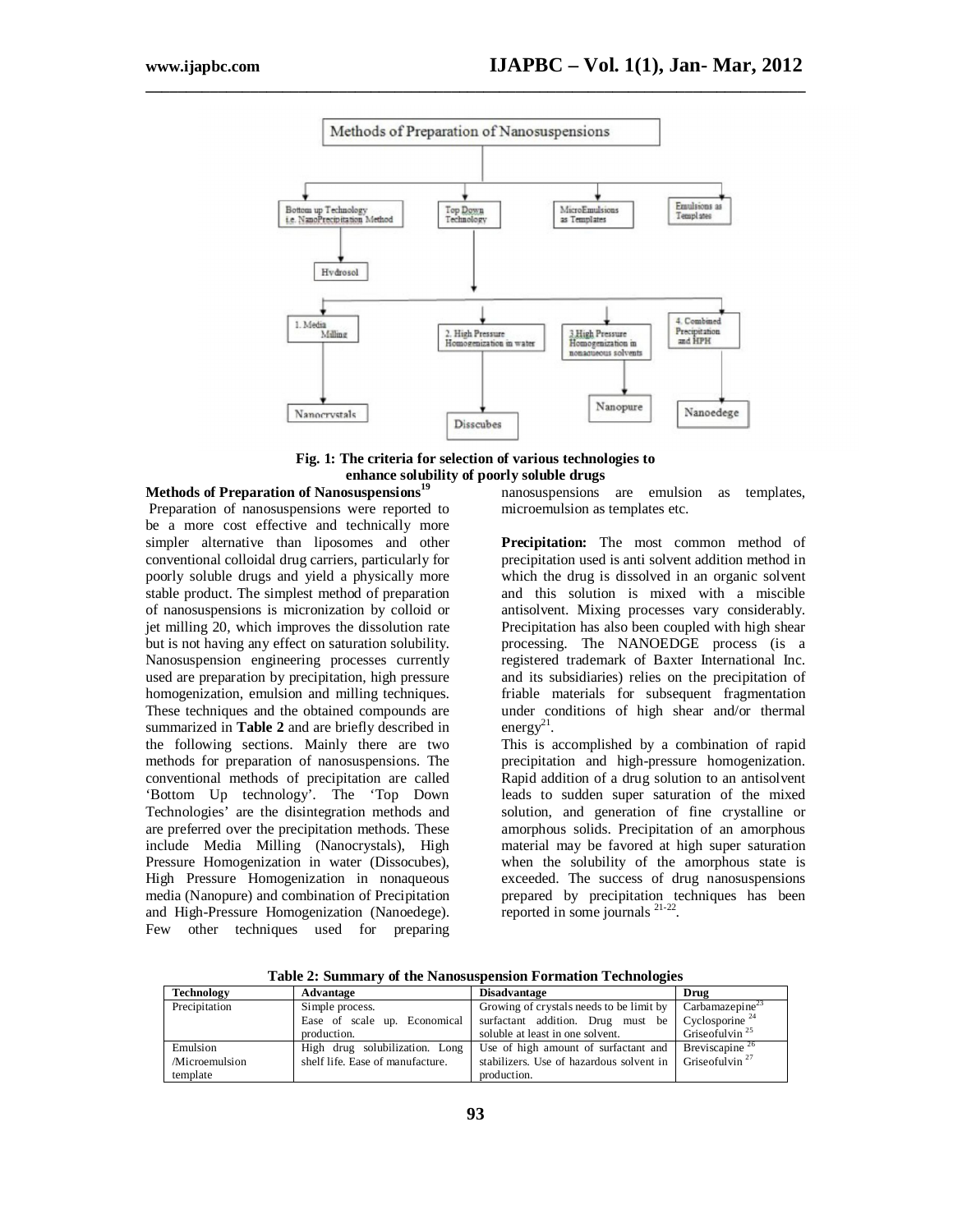Fig. 1: The criteria for selection of various technologies to enhance solubility of poorly soluble drugs

**Methods of Preparation of Nanosuspensions[19]**

Preparation of nanosuspensions were reported to be a more cost effective and technically more simpler alternative than liposomes and other conventional colloidal drug carriers, particularly for poorly soluble drugs and yield a physically more stable product. The simplest method of preparation of nanosuspensions is micronization by colloid or jet milling 20, which improves the dissolution rate but is not having any effect on saturation solubility. Nanosuspension engineering processes currently used are preparation by precipitation, high pressure homogenization, emulsion and milling techniques. These techniques and the obtained compounds are summarized in **Table 2** and are briefly described in the following sections. Mainly there are two methods for preparation of nanosuspensions. The conventional methods of precipitation are called 'Bottom Up technology'. The 'Top Down Technologies' are the disintegration methods and are preferred over the precipitation methods. These include Media Milling (Nanocrystals), High Pressure Homogenization in water (Dissocubes), High Pressure Homogenization in nonaqueous media (Nanopure) and combination of Precipitation and High-Pressure Homogenization (Nanoedege). Few other techniques used for preparing nanosuspensions are emulsion as templates, microemulsion as templates etc.

**Precipitation:** The most common method of precipitation used is anti solvent addition method in which the drug is dissolved in an organic solvent and this solution is mixed with a miscible antisolvent. Mixing processes vary considerably. Precipitation has also been coupled with high shear processing. The NANOEDGE process (is a registered trademark of Baxter International Inc. and its subsidiaries) relies on the precipitation of friable materials for subsequent fragmentation under conditions of high shear and/or thermal energy[21].

This is accomplished by a combination of rapid precipitation and high-pressure homogenization. Rapid addition of a drug solution to an antisolvent leads to sudden super saturation of the mixed solution, and generation of fine crystalline or amorphous solids. Precipitation of an amorphous material may be favored at high super saturation when the solubility of the amorphous state is exceeded. The success of drug nanosuspensions prepared by precipitation techniques has been reported in some journals [21-22].

**Table 2: Summary of the Nanosuspension Formation Technologies**

| Technology | Advantage | Disadvantage | Drug |
|---|---|---|---|
| Precipitation | Simple process. Ease of scale up. Economical production. | Growing of crystals needs to be limit by surfactant addition. Drug must be soluble at least in one solvent. | Carbamazepine[23] Cyclosporine [24] Griseofulvin [25] |
| Emulsion /Microemulsion template | High drug solubilization. Long shelf life. Ease of manufacture. | Use of high amount of surfactant and stabilizers. Use of hazardous solvent in production. | Breviscapine [26] Griseofulvin [27] |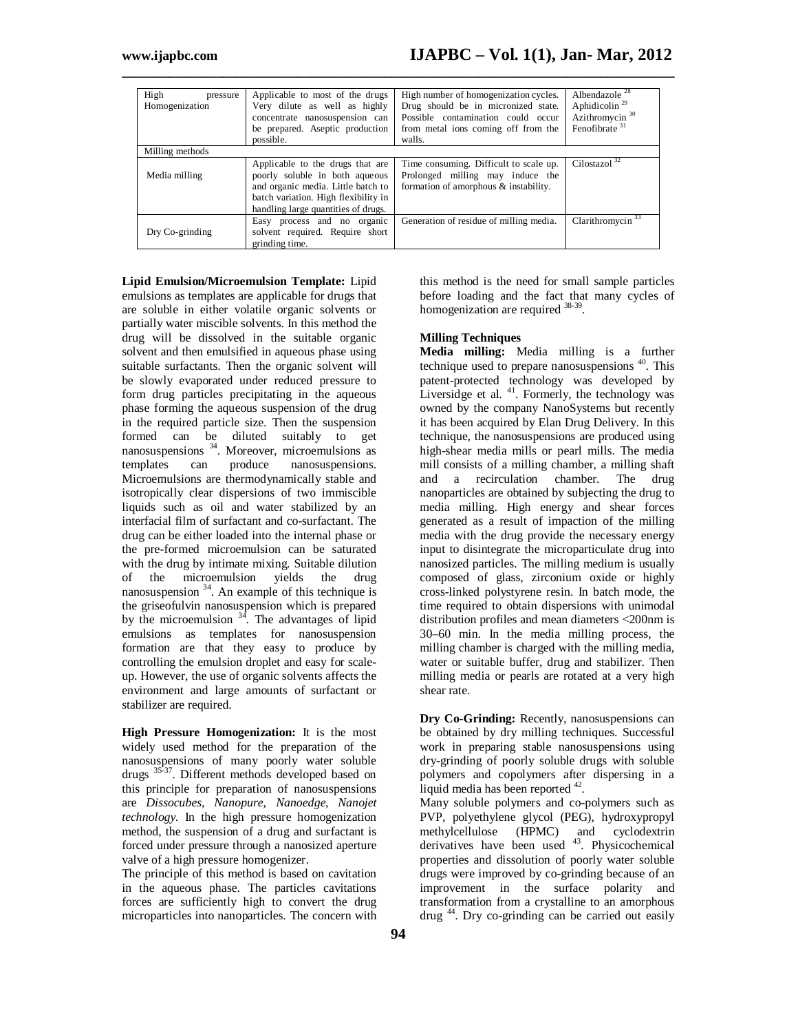| High pressure Homogenization | Applicable to most of the drugs Very dilute as well as highly concentrate nanosuspension can be prepared. Aseptic production possible. | High number of homogenization cycles. Drug should be in micronized state. Possible contamination could occur from metal ions coming off from the walls. | Albendazole [28] Aphidicolin [29] Azithromycin [30] Fenofibrate [31] |
|---|---|---|---|
| Milling methods | | | |
| Media milling | Applicable to the drugs that are poorly soluble in both aqueous and organic media. Little batch to batch variation. High flexibility in handling large quantities of drugs. | Time consuming. Difficult to scale up. Prolonged milling may induce the formation of amorphous & instability. | Cilostazol [32] |
| Dry Co-grinding | Easy process and no organic solvent required. Require short grinding time. | Generation of residue of milling media. | Clarithromycin [33] |

**Lipid Emulsion/Microemulsion Template:** Lipid emulsions as templates are applicable for drugs that are soluble in either volatile organic solvents or partially water miscible solvents. In this method the drug will be dissolved in the suitable organic solvent and then emulsified in aqueous phase using suitable surfactants. Then the organic solvent will be slowly evaporated under reduced pressure to form drug particles precipitating in the aqueous phase forming the aqueous suspension of the drug in the required particle size. Then the suspension formed can be diluted suitably to get nanosuspensions [34]. Moreover, microemulsions as templates can produce nanosuspensions. Microemulsions are thermodynamically stable and isotropically clear dispersions of two immiscible liquids such as oil and water stabilized by an interfacial film of surfactant and co-surfactant. The drug can be either loaded into the internal phase or the pre-formed microemulsion can be saturated with the drug by intimate mixing. Suitable dilution of the microemulsion yields the drug nanosuspension [34]. An example of this technique is the griseofulvin nanosuspension which is prepared by the microemulsion [34]. The advantages of lipid emulsions as templates for nanosuspension formation are that they easy to produce by controlling the emulsion droplet and easy for scale-up. However, the use of organic solvents affects the environment and large amounts of surfactant or stabilizer are required.

**High Pressure Homogenization:** It is the most widely used method for the preparation of the nanosuspensions of many poorly water soluble drugs [35-37]. Different methods developed based on this principle for preparation of nanosuspensions are *Dissocubes, Nanopure, Nanoedge, Nanojet technology.* In the high pressure homogenization method, the suspension of a drug and surfactant is forced under pressure through a nanosized aperture valve of a high pressure homogenizer.

The principle of this method is based on cavitation in the aqueous phase. The particles cavitations forces are sufficiently high to convert the drug microparticles into nanoparticles. The concern with this method is the need for small sample particles before loading and the fact that many cycles of homogenization are required [38-39].

**Milling Techniques**

**Media milling:** Media milling is a further technique used to prepare nanosuspensions [40]. This patent-protected technology was developed by Liversidge et al. [41]. Formerly, the technology was owned by the company NanoSystems but recently it has been acquired by Elan Drug Delivery. In this technique, the nanosuspensions are produced using high-shear media mills or pearl mills. The media mill consists of a milling chamber, a milling shaft and a recirculation chamber. The drug nanoparticles are obtained by subjecting the drug to media milling. High energy and shear forces generated as a result of impaction of the milling media with the drug provide the necessary energy input to disintegrate the microparticulate drug into nanosized particles. The milling medium is usually composed of glass, zirconium oxide or highly cross-linked polystyrene resin. In batch mode, the time required to obtain dispersions with unimodal distribution profiles and mean diameters <200nm is 30–60 min. In the media milling process, the milling chamber is charged with the milling media, water or suitable buffer, drug and stabilizer. Then milling media or pearls are rotated at a very high shear rate.

**Dry Co-Grinding:** Recently, nanosuspensions can be obtained by dry milling techniques. Successful work in preparing stable nanosuspensions using dry-grinding of poorly soluble drugs with soluble polymers and copolymers after dispersing in a liquid media has been reported [42].

Many soluble polymers and co-polymers such as PVP, polyethylene glycol (PEG), hydroxypropyl methylcellulose (HPMC) and cyclodextrin derivatives have been used [43]. Physicochemical properties and dissolution of poorly water soluble drugs were improved by co-grinding because of an improvement in the surface polarity and transformation from a crystalline to an amorphous drug [44]. Dry co-grinding can be carried out easily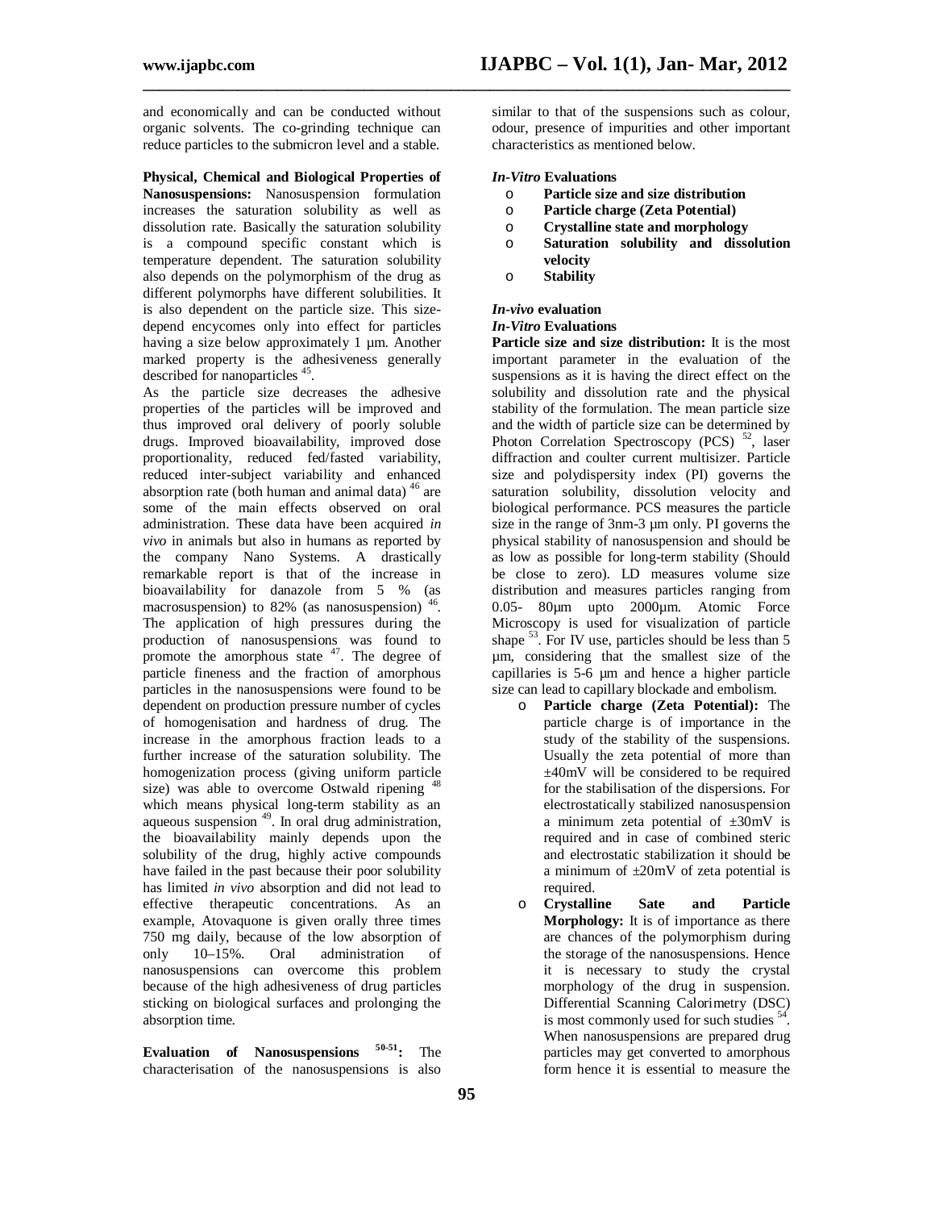and economically and can be conducted without organic solvents. The co-grinding technique can reduce particles to the submicron level and a stable.

**Physical, Chemical and Biological Properties of Nanosuspensions:** Nanosuspension formulation increases the saturation solubility as well as dissolution rate. Basically the saturation solubility is a compound specific constant which is temperature dependent. The saturation solubility also depends on the polymorphism of the drug as different polymorphs have different solubilities. It is also dependent on the particle size. This size-depend encycomes only into effect for particles having a size below approximately 1 µm. Another marked property is the adhesiveness generally described for nanoparticles [45].

As the particle size decreases the adhesive properties of the particles will be improved and thus improved oral delivery of poorly soluble drugs. Improved bioavailability, improved dose proportionality, reduced fed/fasted variability, reduced inter-subject variability and enhanced absorption rate (both human and animal data) [46] are some of the main effects observed on oral administration. These data have been acquired *in vivo* in animals but also in humans as reported by the company Nano Systems. A drastically remarkable report is that of the increase in bioavailability for danazole from 5 % (as macrosuspension) to 82% (as nanosuspension) [46]. The application of high pressures during the production of nanosuspensions was found to promote the amorphous state [47]. The degree of particle fineness and the fraction of amorphous particles in the nanosuspensions were found to be dependent on production pressure number of cycles of homogenisation and hardness of drug. The increase in the amorphous fraction leads to a further increase of the saturation solubility. The homogenization process (giving uniform particle size) was able to overcome Ostwald ripening [48] which means physical long-term stability as an aqueous suspension [49]. In oral drug administration, the bioavailability mainly depends upon the solubility of the drug, highly active compounds have failed in the past because their poor solubility has limited *in vivo* absorption and did not lead to effective therapeutic concentrations. As an example, Atovaquone is given orally three times 750 mg daily, because of the low absorption of only 10–15%. Oral administration of nanosuspensions can overcome this problem because of the high adhesiveness of drug particles sticking on biological surfaces and prolonging the absorption time.

**Evaluation of Nanosuspensions [50-51]:** The characterisation of the nanosuspensions is also similar to that of the suspensions such as colour, odour, presence of impurities and other important characteristics as mentioned below.

***In-Vitro* Evaluations**

- **Particle size and size distribution**
- **Particle charge (Zeta Potential)**
- **Crystalline state and morphology**
- **Saturation solubility and dissolution velocity**
- **Stability**

***In-vivo* evaluation**

***In-Vitro* Evaluations**

**Particle size and size distribution:** It is the most important parameter in the evaluation of the suspensions as it is having the direct effect on the solubility and dissolution rate and the physical stability of the formulation. The mean particle size and the width of particle size can be determined by Photon Correlation Spectroscopy (PCS) [52], laser diffraction and coulter current multisizer. Particle size and polydispersity index (PI) governs the saturation solubility, dissolution velocity and biological performance. PCS measures the particle size in the range of 3nm-3 µm only. PI governs the physical stability of nanosuspension and should be as low as possible for long-term stability (Should be close to zero). LD measures volume size distribution and measures particles ranging from 0.05- 80µm upto 2000µm. Atomic Force Microscopy is used for visualization of particle shape [53]. For IV use, particles should be less than 5 µm, considering that the smallest size of the capillaries is 5-6 µm and hence a higher particle size can lead to capillary blockade and embolism.

- **Particle charge (Zeta Potential):** The particle charge is of importance in the study of the stability of the suspensions. Usually the zeta potential of more than ±40mV will be considered to be required for the stabilisation of the dispersions. For electrostatically stabilized nanosuspension a minimum zeta potential of ±30mV is required and in case of combined steric and electrostatic stabilization it should be a minimum of ±20mV of zeta potential is required.
- **Crystalline Sate and Particle Morphology:** It is of importance as there are chances of the polymorphism during the storage of the nanosuspensions. Hence it is necessary to study the crystal morphology of the drug in suspension. Differential Scanning Calorimetry (DSC) is most commonly used for such studies [54]. When nanosuspensions are prepared drug particles may get converted to amorphous form hence it is essential to measure the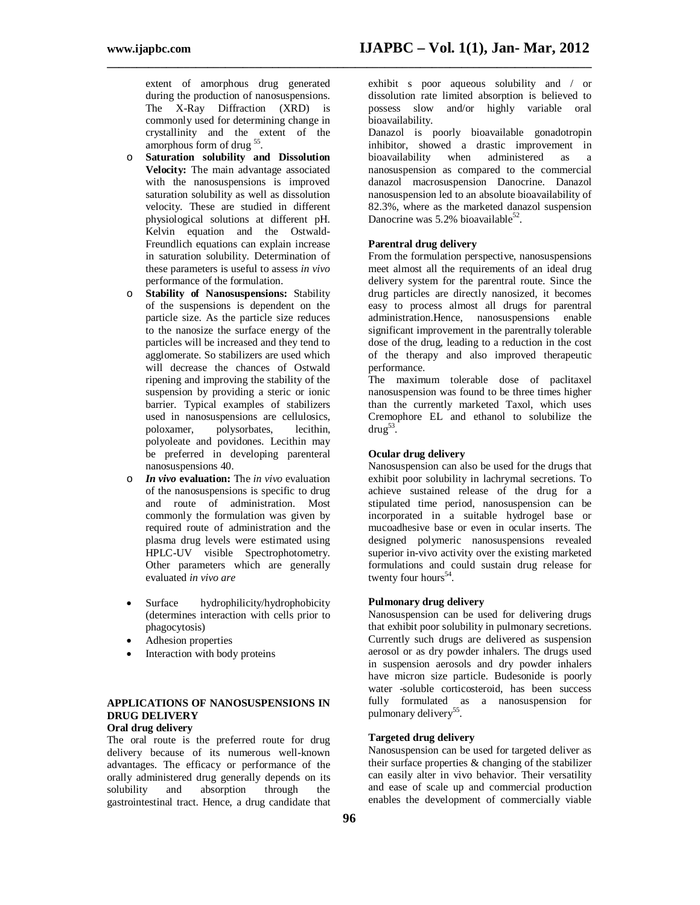extent of amorphous drug generated during the production of nanosuspensions. The X-Ray Diffraction (XRD) is commonly used for determining change in crystallinity and the extent of the amorphous form of drug [55].

- **Saturation solubility and Dissolution Velocity:** The main advantage associated with the nanosuspensions is improved saturation solubility as well as dissolution velocity. These are studied in different physiological solutions at different pH. Kelvin equation and the Ostwald-Freundlich equations can explain increase in saturation solubility. Determination of these parameters is useful to assess *in vivo* performance of the formulation.
- **Stability of Nanosuspensions:** Stability of the suspensions is dependent on the particle size. As the particle size reduces to the nanosize the surface energy of the particles will be increased and they tend to agglomerate. So stabilizers are used which will decrease the chances of Ostwald ripening and improving the stability of the suspension by providing a steric or ionic barrier. Typical examples of stabilizers used in nanosuspensions are cellulosics, poloxamer, polysorbates, lecithin, polyoleate and povidones. Lecithin may be preferred in developing parenteral nanosuspensions 40.
- ***In vivo* evaluation:** The *in vivo* evaluation of the nanosuspensions is specific to drug and route of administration. Most commonly the formulation was given by required route of administration and the plasma drug levels were estimated using HPLC-UV visible Spectrophotometry. Other parameters which are generally evaluated *in vivo are*

- Surface hydrophilicity/hydrophobicity (determines interaction with cells prior to phagocytosis)
- Adhesion properties
- Interaction with body proteins

## APPLICATIONS OF NANOSUSPENSIONS IN DRUG DELIVERY

### Oral drug delivery

The oral route is the preferred route for drug delivery because of its numerous well-known advantages. The efficacy or performance of the orally administered drug generally depends on its solubility and absorption through the gastrointestinal tract. Hence, a drug candidate that exhibit s poor aqueous solubility and / or dissolution rate limited absorption is believed to possess slow and/or highly variable oral bioavailability.

Danazol is poorly bioavailable gonadotropin inhibitor, showed a drastic improvement in bioavailability when administered as a nanosuspension as compared to the commercial danazol macrosuspension Danocrine. Danazol nanosuspension led to an absolute bioavailability of 82.3%, where as the marketed danazol suspension Danocrine was 5.2% bioavailable[52].

### Parentral drug delivery

From the formulation perspective, nanosuspensions meet almost all the requirements of an ideal drug delivery system for the parentral route. Since the drug particles are directly nanosized, it becomes easy to process almost all drugs for parentral administration.Hence, nanosuspensions enable significant improvement in the parentrally tolerable dose of the drug, leading to a reduction in the cost of the therapy and also improved therapeutic performance.

The maximum tolerable dose of paclitaxel nanosuspension was found to be three times higher than the currently marketed Taxol, which uses Cremophore EL and ethanol to solubilize the drug[53].

### Ocular drug delivery

Nanosuspension can also be used for the drugs that exhibit poor solubility in lachrymal secretions. To achieve sustained release of the drug for a stipulated time period, nanosuspension can be incorporated in a suitable hydrogel base or mucoadhesive base or even in ocular inserts. The designed polymeric nanosuspensions revealed superior in-vivo activity over the existing marketed formulations and could sustain drug release for twenty four hours[54].

### Pulmonary drug delivery

Nanosuspension can be used for delivering drugs that exhibit poor solubility in pulmonary secretions. Currently such drugs are delivered as suspension aerosol or as dry powder inhalers. The drugs used in suspension aerosols and dry powder inhalers have micron size particle. Budesonide is poorly water -soluble corticosteroid, has been success fully formulated as a nanosuspension for pulmonary delivery[55].

### Targeted drug delivery

Nanosuspension can be used for targeted deliver as their surface properties & changing of the stabilizer can easily alter in vivo behavior. Their versatility and ease of scale up and commercial production enables the development of commercially viable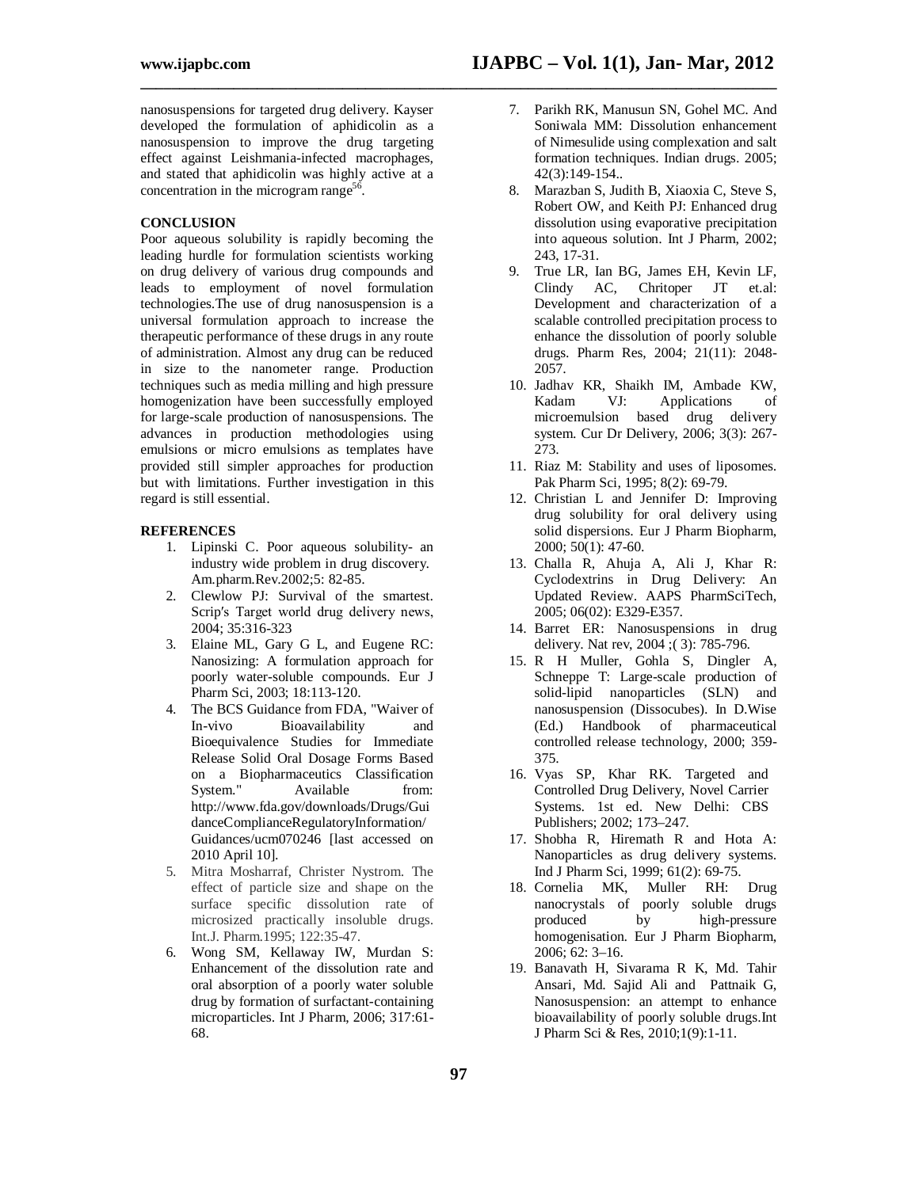nanosuspensions for targeted drug delivery. Kayser developed the formulation of aphidicolin as a nanosuspension to improve the drug targeting effect against Leishmania-infected macrophages, and stated that aphidicolin was highly active at a concentration in the microgram range[56].

## CONCLUSION

Poor aqueous solubility is rapidly becoming the leading hurdle for formulation scientists working on drug delivery of various drug compounds and leads to employment of novel formulation technologies.The use of drug nanosuspension is a universal formulation approach to increase the therapeutic performance of these drugs in any route of administration. Almost any drug can be reduced in size to the nanometer range. Production techniques such as media milling and high pressure homogenization have been successfully employed for large-scale production of nanosuspensions. The advances in production methodologies using emulsions or micro emulsions as templates have provided still simpler approaches for production but with limitations. Further investigation in this regard is still essential.

## REFERENCES

1. Lipinski C. Poor aqueous solubility- an industry wide problem in drug discovery. Am.pharm.Rev.2002;5: 82-85.
2. Clewlow PJ: Survival of the smartest. Scrip′s Target world drug delivery news, 2004; 35:316-323
3. Elaine ML, Gary G L, and Eugene RC: Nanosizing: A formulation approach for poorly water-soluble compounds. Eur J Pharm Sci, 2003; 18:113-120.
4. The BCS Guidance from FDA, "Waiver of In-vivo Bioavailability and Bioequivalence Studies for Immediate Release Solid Oral Dosage Forms Based on a Biopharmaceutics Classification System." Available from: http://www.fda.gov/downloads/Drugs/GuidanceComplianceRegulatoryInformation/Guidances/ucm070246 [last accessed on 2010 April 10].
5. Mitra Mosharraf, Christer Nystrom. The effect of particle size and shape on the surface specific dissolution rate of microsized practically insoluble drugs. Int.J. Pharm.1995; 122:35-47.
6. Wong SM, Kellaway IW, Murdan S: Enhancement of the dissolution rate and oral absorption of a poorly water soluble drug by formation of surfactant-containing microparticles. Int J Pharm, 2006; 317:61-68.
7. Parikh RK, Manusun SN, Gohel MC. And Soniwala MM: Dissolution enhancement of Nimesulide using complexation and salt formation techniques. Indian drugs. 2005; 42(3):149-154..
8. Marazban S, Judith B, Xiaoxia C, Steve S, Robert OW, and Keith PJ: Enhanced drug dissolution using evaporative precipitation into aqueous solution. Int J Pharm, 2002; 243, 17-31.
9. True LR, Ian BG, James EH, Kevin LF, Clindy AC, Chritoper JT et.al: Development and characterization of a scalable controlled precipitation process to enhance the dissolution of poorly soluble drugs. Pharm Res, 2004; 21(11): 2048-2057.
10. Jadhav KR, Shaikh IM, Ambade KW, Kadam VJ: Applications of microemulsion based drug delivery system. Cur Dr Delivery, 2006; 3(3): 267-273.
11. Riaz M: Stability and uses of liposomes. Pak Pharm Sci, 1995; 8(2): 69-79.
12. Christian L and Jennifer D: Improving drug solubility for oral delivery using solid dispersions. Eur J Pharm Biopharm, 2000; 50(1): 47-60.
13. Challa R, Ahuja A, Ali J, Khar R: Cyclodextrins in Drug Delivery: An Updated Review. AAPS PharmSciTech, 2005; 06(02): E329-E357.
14. Barret ER: Nanosuspensions in drug delivery. Nat rev, 2004 ;( 3): 785-796.
15. R H Muller, Gohla S, Dingler A, Schneppe T: Large-scale production of solid-lipid nanoparticles (SLN) and nanosuspension (Dissocubes). In D.Wise (Ed.) Handbook of pharmaceutical controlled release technology, 2000; 359-375.
16. Vyas SP, Khar RK. Targeted and Controlled Drug Delivery, Novel Carrier Systems. 1st ed. New Delhi: CBS Publishers; 2002; 173–247.
17. Shobha R, Hiremath R and Hota A: Nanoparticles as drug delivery systems. Ind J Pharm Sci, 1999; 61(2): 69-75.
18. Cornelia MK, Muller RH: Drug nanocrystals of poorly soluble drugs produced by high-pressure homogenisation. Eur J Pharm Biopharm, 2006; 62: 3–16.
19. Banavath H, Sivarama R K, Md. Tahir Ansari, Md. Sajid Ali and Pattnaik G, Nanosuspension: an attempt to enhance bioavailability of poorly soluble drugs.Int J Pharm Sci & Res, 2010;1(9):1-11.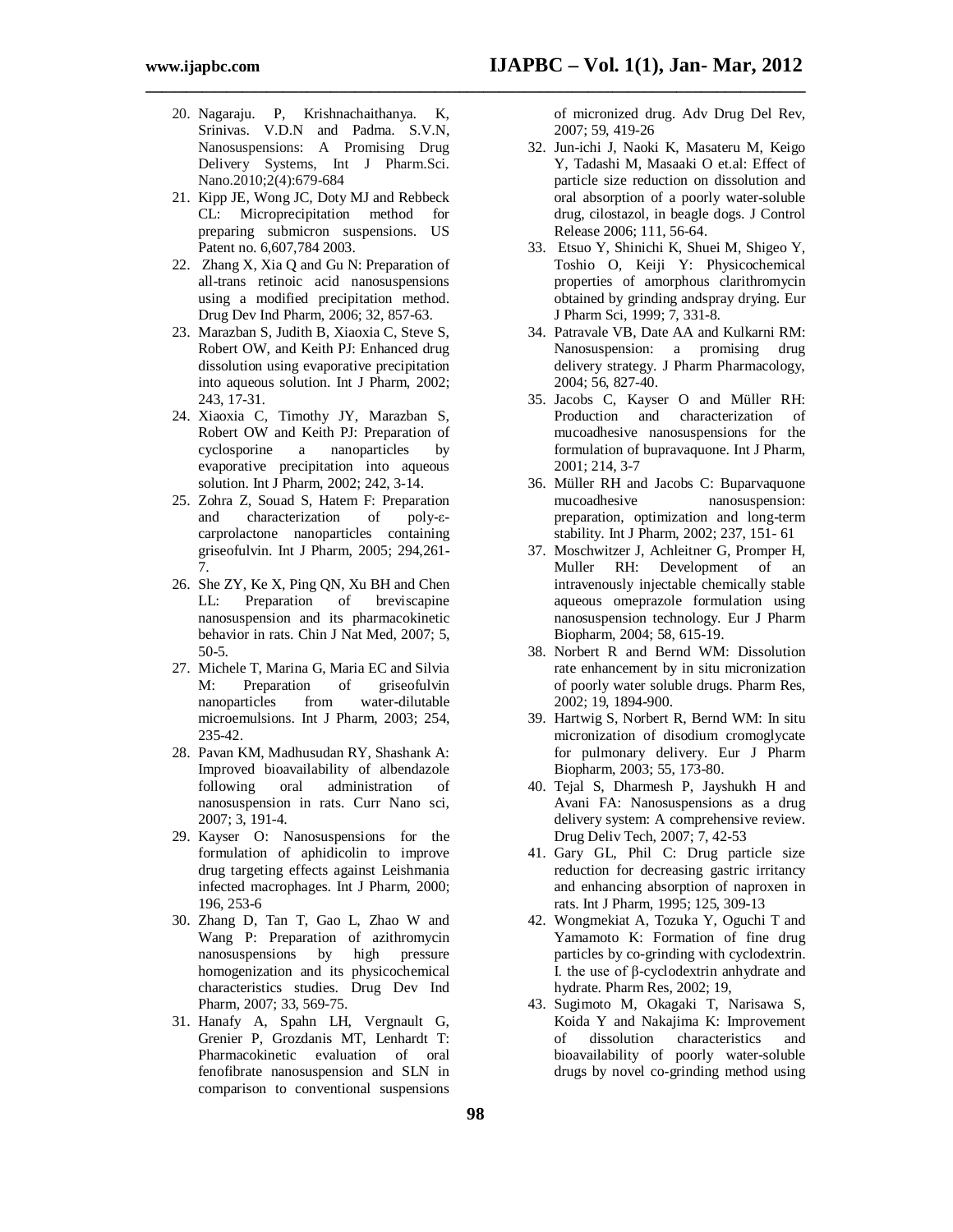20. Nagaraju. P, Krishnachaithanya. K, Srinivas. V.D.N and Padma. S.V.N, Nanosuspensions: A Promising Drug Delivery Systems, Int J Pharm.Sci. Nano.2010;2(4):679-684
21. Kipp JE, Wong JC, Doty MJ and Rebbeck CL: Microprecipitation method for preparing submicron suspensions. US Patent no. 6,607,784 2003.
22. Zhang X, Xia Q and Gu N: Preparation of all-trans retinoic acid nanosuspensions using a modified precipitation method. Drug Dev Ind Pharm, 2006; 32, 857-63.
23. Marazban S, Judith B, Xiaoxia C, Steve S, Robert OW, and Keith PJ: Enhanced drug dissolution using evaporative precipitation into aqueous solution. Int J Pharm, 2002; 243, 17-31.
24. Xiaoxia C, Timothy JY, Marazban S, Robert OW and Keith PJ: Preparation of cyclosporine a nanoparticles by evaporative precipitation into aqueous solution. Int J Pharm, 2002; 242, 3-14.
25. Zohra Z, Souad S, Hatem F: Preparation and characterization of poly-ε-carprolactone nanoparticles containing griseofulvin. Int J Pharm, 2005; 294,261-7.
26. She ZY, Ke X, Ping QN, Xu BH and Chen LL: Preparation of breviscapine nanosuspension and its pharmacokinetic behavior in rats. Chin J Nat Med, 2007; 5, 50-5.
27. Michele T, Marina G, Maria EC and Silvia M: Preparation of griseofulvin nanoparticles from water-dilutable microemulsions. Int J Pharm, 2003; 254, 235-42.
28. Pavan KM, Madhusudan RY, Shashank A: Improved bioavailability of albendazole following oral administration of nanosuspension in rats. Curr Nano sci, 2007; 3, 191-4.
29. Kayser O: Nanosuspensions for the formulation of aphidicolin to improve drug targeting effects against Leishmania infected macrophages. Int J Pharm, 2000; 196, 253-6
30. Zhang D, Tan T, Gao L, Zhao W and Wang P: Preparation of azithromycin nanosuspensions by high pressure homogenization and its physicochemical characteristics studies. Drug Dev Ind Pharm, 2007; 33, 569-75.
31. Hanafy A, Spahn LH, Vergnault G, Grenier P, Grozdanis MT, Lenhardt T: Pharmacokinetic evaluation of oral fenofibrate nanosuspension and SLN in comparison to conventional suspensions of micronized drug. Adv Drug Del Rev, 2007; 59, 419-26
32. Jun-ichi J, Naoki K, Masateru M, Keigo Y, Tadashi M, Masaaki O et.al: Effect of particle size reduction on dissolution and oral absorption of a poorly water-soluble drug, cilostazol, in beagle dogs. J Control Release 2006; 111, 56-64.
33. Etsuo Y, Shinichi K, Shuei M, Shigeo Y, Toshio O, Keiji Y: Physicochemical properties of amorphous clarithromycin obtained by grinding andspray drying. Eur J Pharm Sci, 1999; 7, 331-8.
34. Patravale VB, Date AA and Kulkarni RM: Nanosuspension: a promising drug delivery strategy. J Pharm Pharmacology, 2004; 56, 827-40.
35. Jacobs C, Kayser O and Müller RH: Production and characterization of mucoadhesive nanosuspensions for the formulation of bupravaquone. Int J Pharm, 2001; 214, 3-7
36. Müller RH and Jacobs C: Buparvaquone mucoadhesive nanosuspension: preparation, optimization and long-term stability. Int J Pharm, 2002; 237, 151- 61
37. Moschwitzer J, Achleitner G, Pomper H, Muller RH: Development of an intravenously injectable chemically stable aqueous omeprazole formulation using nanosuspension technology. Eur J Pharm Biopharm, 2004; 58, 615-19.
38. Norbert R and Bernd WM: Dissolution rate enhancement by in situ micronization of poorly water soluble drugs. Pharm Res, 2002; 19, 1894-900.
39. Hartwig S, Norbert R, Bernd WM: In situ micronization of disodium cromoglycate for pulmonary delivery. Eur J Pharm Biopharm, 2003; 55, 173-80.
40. Tejal S, Dharmesh P, Jayshukh H and Avani FA: Nanosuspensions as a drug delivery system: A comprehensive review. Drug Deliv Tech, 2007; 7, 42-53
41. Gary GL, Phil C: Drug particle size reduction for decreasing gastric irritancy and enhancing absorption of naproxen in rats. Int J Pharm, 1995; 125, 309-13
42. Wongmekiat A, Tozuka Y, Oguchi T and Yamamoto K: Formation of fine drug particles by co-grinding with cyclodextrin. I. the use of β-cyclodextrin anhydrate and hydrate. Pharm Res, 2002; 19,
43. Sugimoto M, Okagaki T, Narisawa S, Koida Y and Nakajima K: Improvement of dissolution characteristics and bioavailability of poorly water-soluble drugs by novel co-grinding method using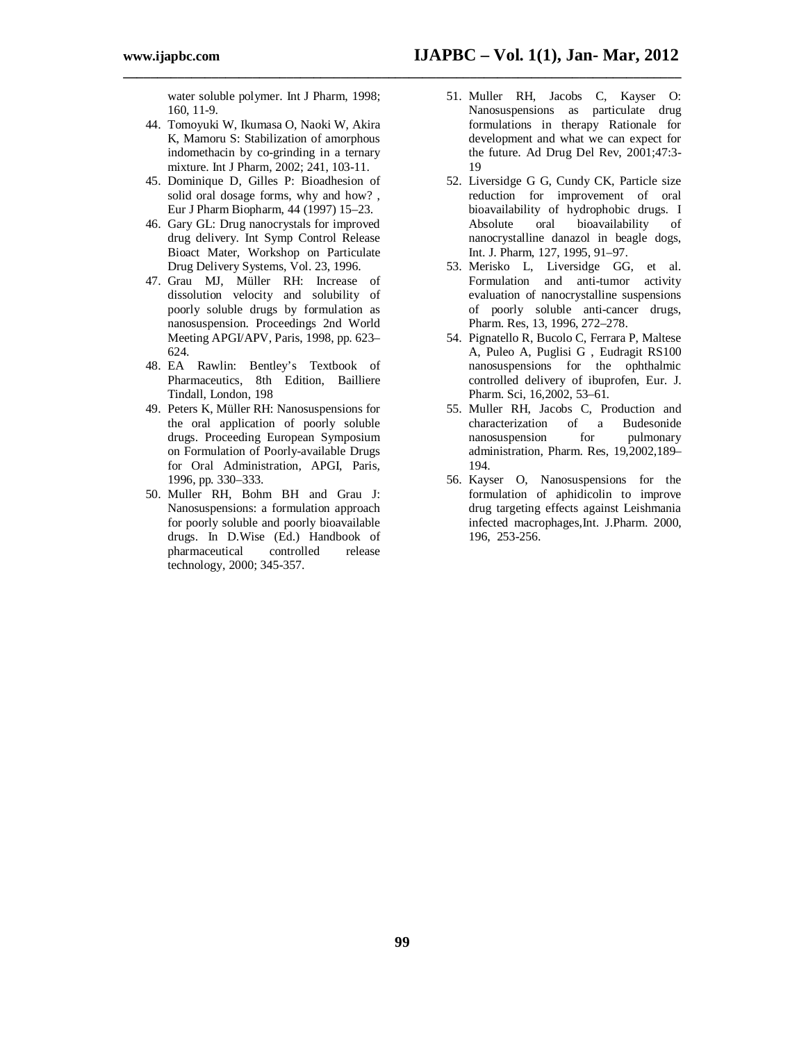water soluble polymer. Int J Pharm, 1998; 160, 11-9.

44. Tomoyuki W, Ikumasa O, Naoki W, Akira K, Mamoru S: Stabilization of amorphous indomethacin by co-grinding in a ternary mixture. Int J Pharm, 2002; 241, 103-11.
45. Dominique D, Gilles P: Bioadhesion of solid oral dosage forms, why and how? , Eur J Pharm Biopharm, 44 (1997) 15–23.
46. Gary GL: Drug nanocrystals for improved drug delivery. Int Symp Control Release Bioact Mater, Workshop on Particulate Drug Delivery Systems, Vol. 23, 1996.
47. Grau MJ, Müller RH: Increase of dissolution velocity and solubility of poorly soluble drugs by formulation as nanosuspension. Proceedings 2nd World Meeting APGI/APV, Paris, 1998, pp. 623–624.
48. EA Rawlin: Bentley's Textbook of Pharmaceutics, 8th Edition, Bailliere Tindall, London, 198
49. Peters K, Müller RH: Nanosuspensions for the oral application of poorly soluble drugs. Proceeding European Symposium on Formulation of Poorly-available Drugs for Oral Administration, APGI, Paris, 1996, pp. 330–333.
50. Muller RH, Bohm BH and Grau J: Nanosuspensions: a formulation approach for poorly soluble and poorly bioavailable drugs. In D.Wise (Ed.) Handbook of pharmaceutical controlled release technology, 2000; 345-357.
51. Muller RH, Jacobs C, Kayser O: Nanosuspensions as particulate drug formulations in therapy Rationale for development and what we can expect for the future. Ad Drug Del Rev, 2001;47:3-19
52. Liversidge G G, Cundy CK, Particle size reduction for improvement of oral bioavailability of hydrophobic drugs. I Absolute oral bioavailability of nanocrystalline danazol in beagle dogs, Int. J. Pharm, 127, 1995, 91–97.
53. Merisko L, Liversidge GG, et al. Formulation and anti-tumor activity evaluation of nanocrystalline suspensions of poorly soluble anti-cancer drugs, Pharm. Res, 13, 1996, 272–278.
54. Pignatello R, Bucolo C, Ferrara P, Maltese A, Puleo A, Puglisi G , Eudragit RS100 nanosuspensions for the ophthalmic controlled delivery of ibuprofen, Eur. J. Pharm. Sci, 16,2002, 53–61.
55. Muller RH, Jacobs C, Production and characterization of a Budesonide nanosuspension for pulmonary administration, Pharm. Res, 19,2002,189–194.
56. Kayser O, Nanosuspensions for the formulation of aphidicolin to improve drug targeting effects against Leishmania infected macrophages,Int. J.Pharm. 2000, 196, 253-256.